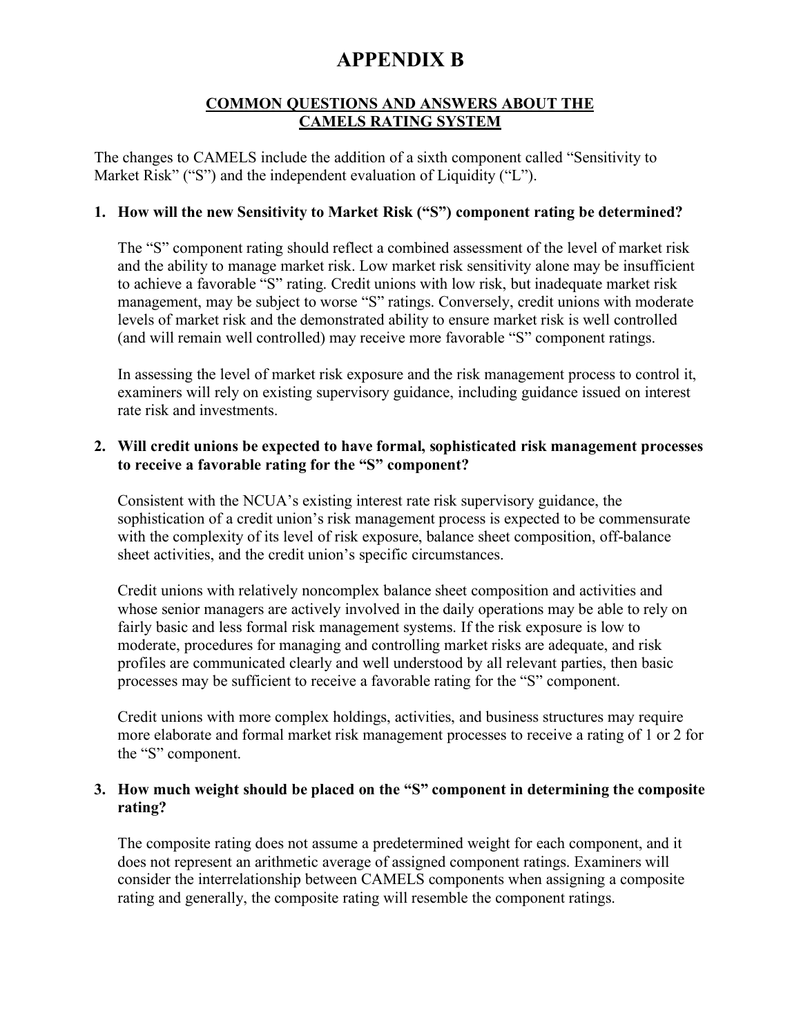# APPENDIX B

## COMMON QUESTIONS AND ANSWERS ABOUT THE CAMELS RATING SYSTEM

The changes to CAMELS include the addition of a sixth component called "Sensitivity to Market Risk" ("S") and the independent evaluation of Liquidity ("L").

**1. How will the new Sensitivity to Market Risk ("S") component rating be determined?**

The "S" component rating should reflect a combined assessment of the level of market risk and the ability to manage market risk. Low market risk sensitivity alone may be insufficient to achieve a favorable "S" rating. Credit unions with low risk, but inadequate market risk management, may be subject to worse "S" ratings. Conversely, credit unions with moderate levels of market risk and the demonstrated ability to ensure market risk is well controlled (and will remain well controlled) may receive more favorable "S" component ratings.

In assessing the level of market risk exposure and the risk management process to control it, examiners will rely on existing supervisory guidance, including guidance issued on interest rate risk and investments.

**2. Will credit unions be expected to have formal, sophisticated risk management processes to receive a favorable rating for the "S" component?**

Consistent with the NCUA's existing interest rate risk supervisory guidance, the sophistication of a credit union's risk management process is expected to be commensurate with the complexity of its level of risk exposure, balance sheet composition, off-balance sheet activities, and the credit union's specific circumstances.

Credit unions with relatively noncomplex balance sheet composition and activities and whose senior managers are actively involved in the daily operations may be able to rely on fairly basic and less formal risk management systems. If the risk exposure is low to moderate, procedures for managing and controlling market risks are adequate, and risk profiles are communicated clearly and well understood by all relevant parties, then basic processes may be sufficient to receive a favorable rating for the "S" component.

Credit unions with more complex holdings, activities, and business structures may require more elaborate and formal market risk management processes to receive a rating of 1 or 2 for the "S" component.

**3. How much weight should be placed on the "S" component in determining the composite rating?**

The composite rating does not assume a predetermined weight for each component, and it does not represent an arithmetic average of assigned component ratings. Examiners will consider the interrelationship between CAMELS components when assigning a composite rating and generally, the composite rating will resemble the component ratings.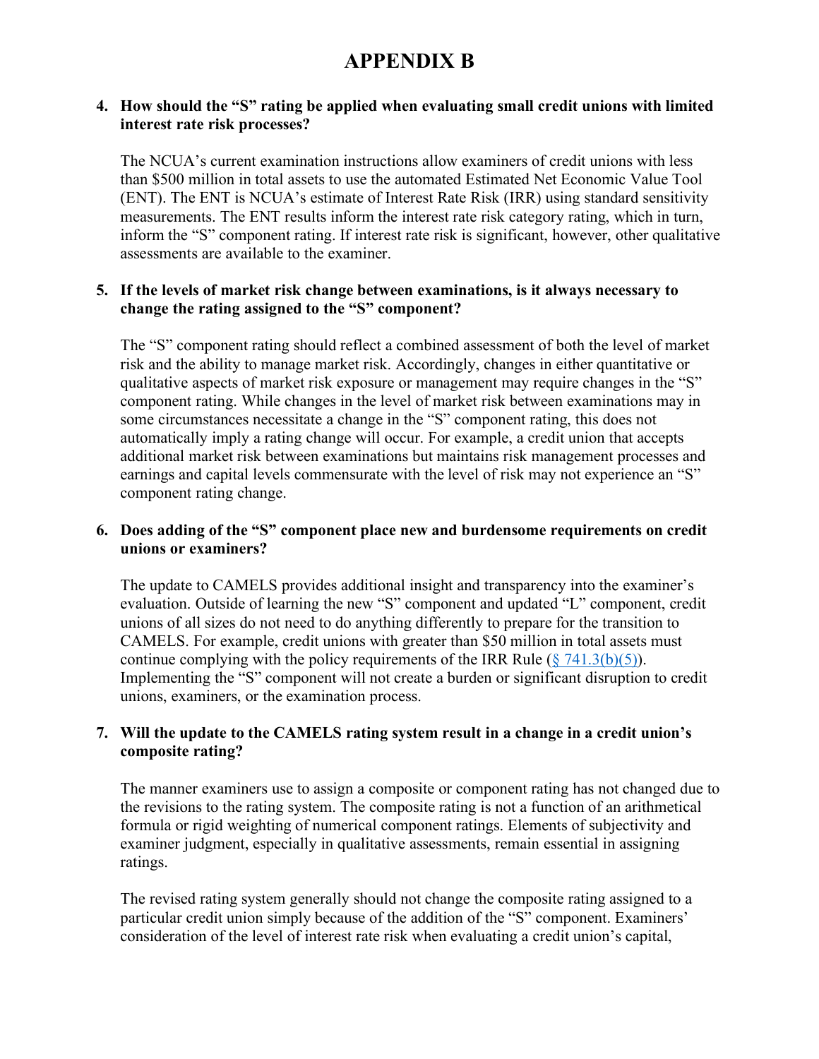# APPENDIX B

**4. How should the "S" rating be applied when evaluating small credit unions with limited interest rate risk processes?**

The NCUA's current examination instructions allow examiners of credit unions with less than $500 million in total assets to use the automated Estimated Net Economic Value Tool (ENT). The ENT is NCUA's estimate of Interest Rate Risk (IRR) using standard sensitivity measurements. The ENT results inform the interest rate risk category rating, which in turn, inform the "S" component rating. If interest rate risk is significant, however, other qualitative assessments are available to the examiner.

**5. If the levels of market risk change between examinations, is it always necessary to change the rating assigned to the "S" component?**

The "S" component rating should reflect a combined assessment of both the level of market risk and the ability to manage market risk. Accordingly, changes in either quantitative or qualitative aspects of market risk exposure or management may require changes in the "S" component rating. While changes in the level of market risk between examinations may in some circumstances necessitate a change in the "S" component rating, this does not automatically imply a rating change will occur. For example, a credit union that accepts additional market risk between examinations but maintains risk management processes and earnings and capital levels commensurate with the level of risk may not experience an "S" component rating change.

**6. Does adding of the "S" component place new and burdensome requirements on credit unions or examiners?**

The update to CAMELS provides additional insight and transparency into the examiner's evaluation. Outside of learning the new "S" component and updated "L" component, credit unions of all sizes do not need to do anything differently to prepare for the transition to CAMELS. For example, credit unions with greater than $50 million in total assets must continue complying with the policy requirements of the IRR Rule (§ 741.3(b)(5)). Implementing the "S" component will not create a burden or significant disruption to credit unions, examiners, or the examination process.

**7. Will the update to the CAMELS rating system result in a change in a credit union's composite rating?**

The manner examiners use to assign a composite or component rating has not changed due to the revisions to the rating system. The composite rating is not a function of an arithmetical formula or rigid weighting of numerical component ratings. Elements of subjectivity and examiner judgment, especially in qualitative assessments, remain essential in assigning ratings.

The revised rating system generally should not change the composite rating assigned to a particular credit union simply because of the addition of the "S" component. Examiners' consideration of the level of interest rate risk when evaluating a credit union's capital,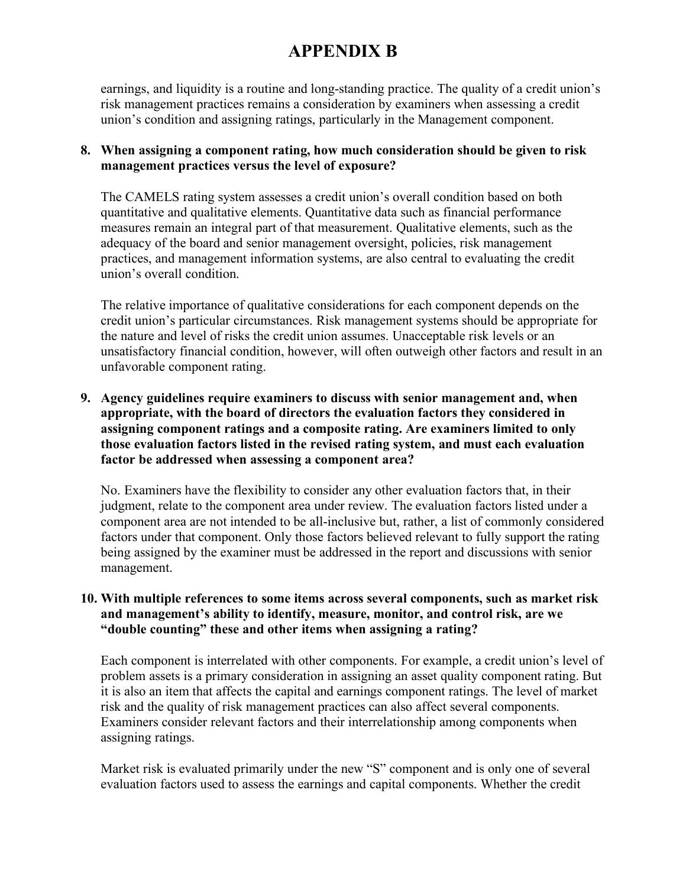# APPENDIX B

earnings, and liquidity is a routine and long-standing practice. The quality of a credit union's risk management practices remains a consideration by examiners when assessing a credit union's condition and assigning ratings, particularly in the Management component.

**8. When assigning a component rating, how much consideration should be given to risk management practices versus the level of exposure?**

The CAMELS rating system assesses a credit union's overall condition based on both quantitative and qualitative elements. Quantitative data such as financial performance measures remain an integral part of that measurement. Qualitative elements, such as the adequacy of the board and senior management oversight, policies, risk management practices, and management information systems, are also central to evaluating the credit union's overall condition.

The relative importance of qualitative considerations for each component depends on the credit union's particular circumstances. Risk management systems should be appropriate for the nature and level of risks the credit union assumes. Unacceptable risk levels or an unsatisfactory financial condition, however, will often outweigh other factors and result in an unfavorable component rating.

**9. Agency guidelines require examiners to discuss with senior management and, when appropriate, with the board of directors the evaluation factors they considered in assigning component ratings and a composite rating. Are examiners limited to only those evaluation factors listed in the revised rating system, and must each evaluation factor be addressed when assessing a component area?**

No. Examiners have the flexibility to consider any other evaluation factors that, in their judgment, relate to the component area under review. The evaluation factors listed under a component area are not intended to be all-inclusive but, rather, a list of commonly considered factors under that component. Only those factors believed relevant to fully support the rating being assigned by the examiner must be addressed in the report and discussions with senior management.

**10. With multiple references to some items across several components, such as market risk and management's ability to identify, measure, monitor, and control risk, are we "double counting" these and other items when assigning a rating?**

Each component is interrelated with other components. For example, a credit union's level of problem assets is a primary consideration in assigning an asset quality component rating. But it is also an item that affects the capital and earnings component ratings. The level of market risk and the quality of risk management practices can also affect several components. Examiners consider relevant factors and their interrelationship among components when assigning ratings.

Market risk is evaluated primarily under the new "S" component and is only one of several evaluation factors used to assess the earnings and capital components. Whether the credit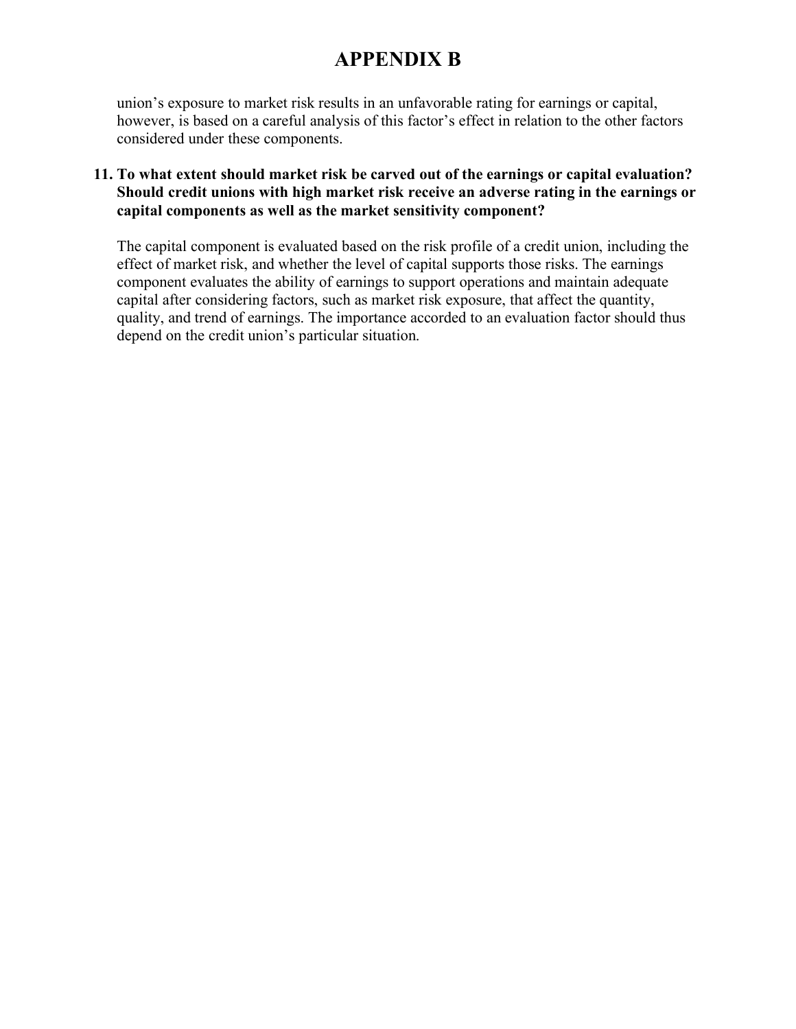# APPENDIX B

union's exposure to market risk results in an unfavorable rating for earnings or capital, however, is based on a careful analysis of this factor's effect in relation to the other factors considered under these components.

**11. To what extent should market risk be carved out of the earnings or capital evaluation? Should credit unions with high market risk receive an adverse rating in the earnings or capital components as well as the market sensitivity component?**

The capital component is evaluated based on the risk profile of a credit union, including the effect of market risk, and whether the level of capital supports those risks. The earnings component evaluates the ability of earnings to support operations and maintain adequate capital after considering factors, such as market risk exposure, that affect the quantity, quality, and trend of earnings. The importance accorded to an evaluation factor should thus depend on the credit union's particular situation.